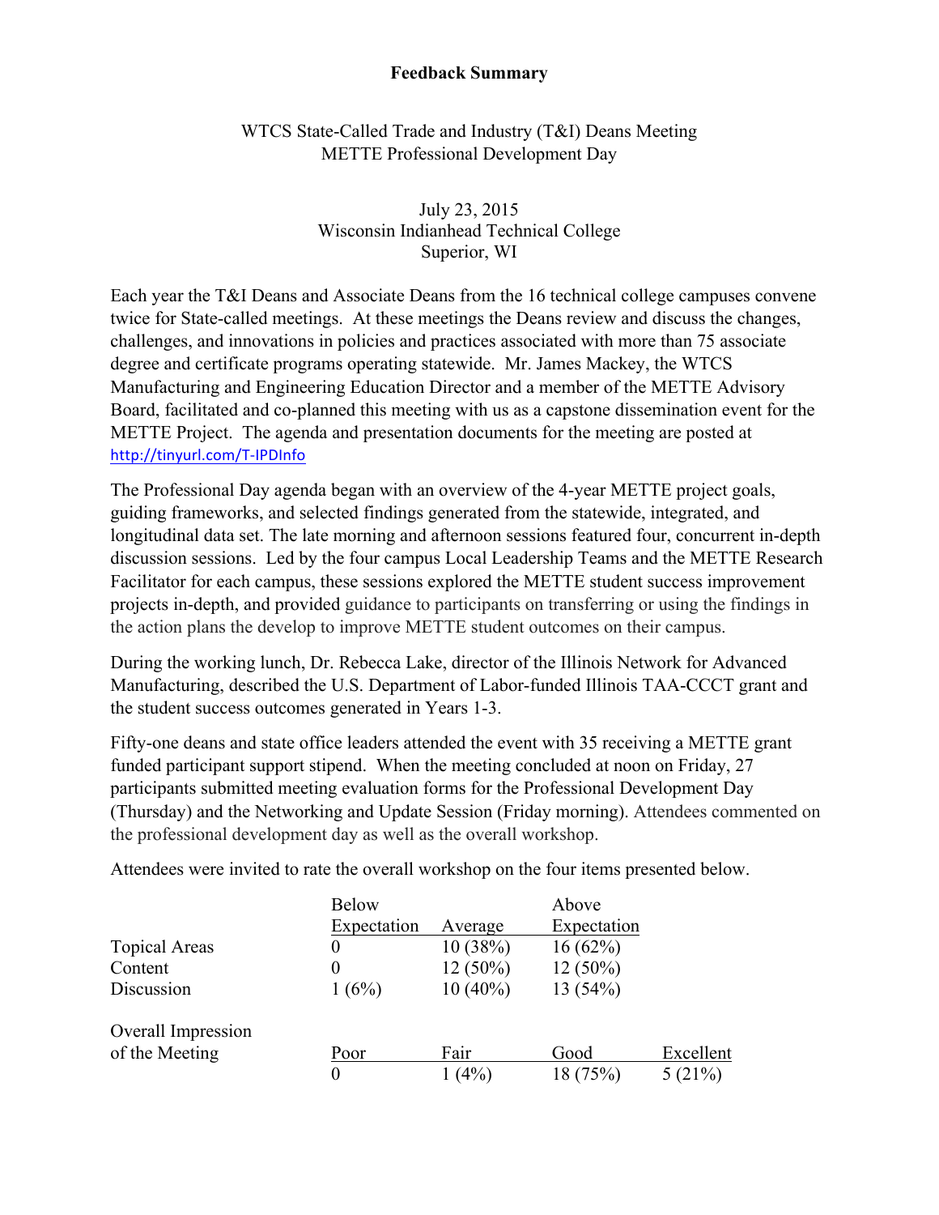**Feedback Summary**

WTCS State-Called Trade and Industry (T&I) Deans Meeting
METTE Professional Development Day

July 23, 2015
Wisconsin Indianhead Technical College
Superior, WI

Each year the T&I Deans and Associate Deans from the 16 technical college campuses convene twice for State-called meetings. At these meetings the Deans review and discuss the changes, challenges, and innovations in policies and practices associated with more than 75 associate degree and certificate programs operating statewide. Mr. James Mackey, the WTCS Manufacturing and Engineering Education Director and a member of the METTE Advisory Board, facilitated and co-planned this meeting with us as a capstone dissemination event for the METTE Project. The agenda and presentation documents for the meeting are posted at http://tinyurl.com/T-IPDInfo

The Professional Day agenda began with an overview of the 4-year METTE project goals, guiding frameworks, and selected findings generated from the statewide, integrated, and longitudinal data set. The late morning and afternoon sessions featured four, concurrent in-depth discussion sessions. Led by the four campus Local Leadership Teams and the METTE Research Facilitator for each campus, these sessions explored the METTE student success improvement projects in-depth, and provided guidance to participants on transferring or using the findings in the action plans the develop to improve METTE student outcomes on their campus.

During the working lunch, Dr. Rebecca Lake, director of the Illinois Network for Advanced Manufacturing, described the U.S. Department of Labor-funded Illinois TAA-CCCT grant and the student success outcomes generated in Years 1-3.

Fifty-one deans and state office leaders attended the event with 35 receiving a METTE grant funded participant support stipend. When the meeting concluded at noon on Friday, 27 participants submitted meeting evaluation forms for the Professional Development Day (Thursday) and the Networking and Update Session (Friday morning). Attendees commented on the professional development day as well as the overall workshop.

Attendees were invited to rate the overall workshop on the four items presented below.

| | Below Expectation | Average | Above Expectation |
|---|---|---|---|
| Topical Areas | 0 | 10 (38%) | 16 (62%) |
| Content | 0 | 12 (50%) | 12 (50%) |
| Discussion | 1 (6%) | 10 (40%) | 13 (54%) |

| Overall Impression of the Meeting | Poor | Fair | Good | Excellent |
|---|---|---|---|---|
| | 0 | 1 (4%) | 18 (75%) | 5 (21%) |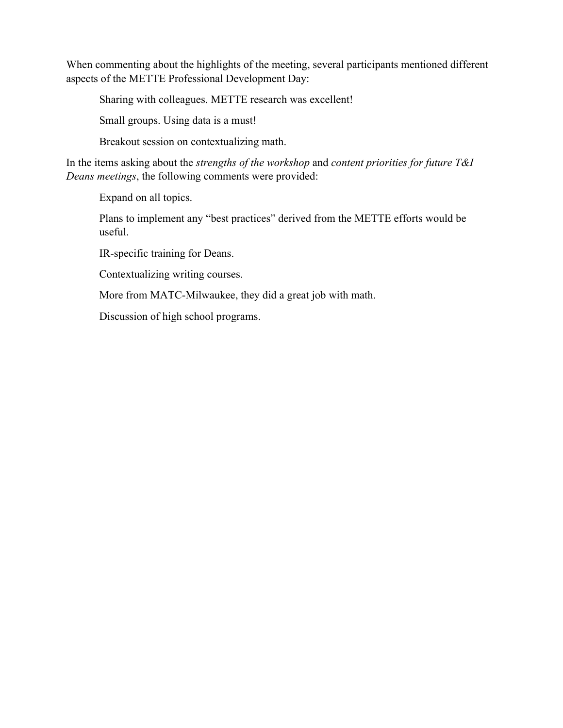When commenting about the highlights of the meeting, several participants mentioned different aspects of the METTE Professional Development Day:

> Sharing with colleagues. METTE research was excellent!
>
> Small groups. Using data is a must!
>
> Breakout session on contextualizing math.

In the items asking about the *strengths of the workshop* and *content priorities for future T&I Deans meetings*, the following comments were provided:

> Expand on all topics.
>
> Plans to implement any "best practices" derived from the METTE efforts would be useful.
>
> IR-specific training for Deans.
>
> Contextualizing writing courses.
>
> More from MATC-Milwaukee, they did a great job with math.
>
> Discussion of high school programs.